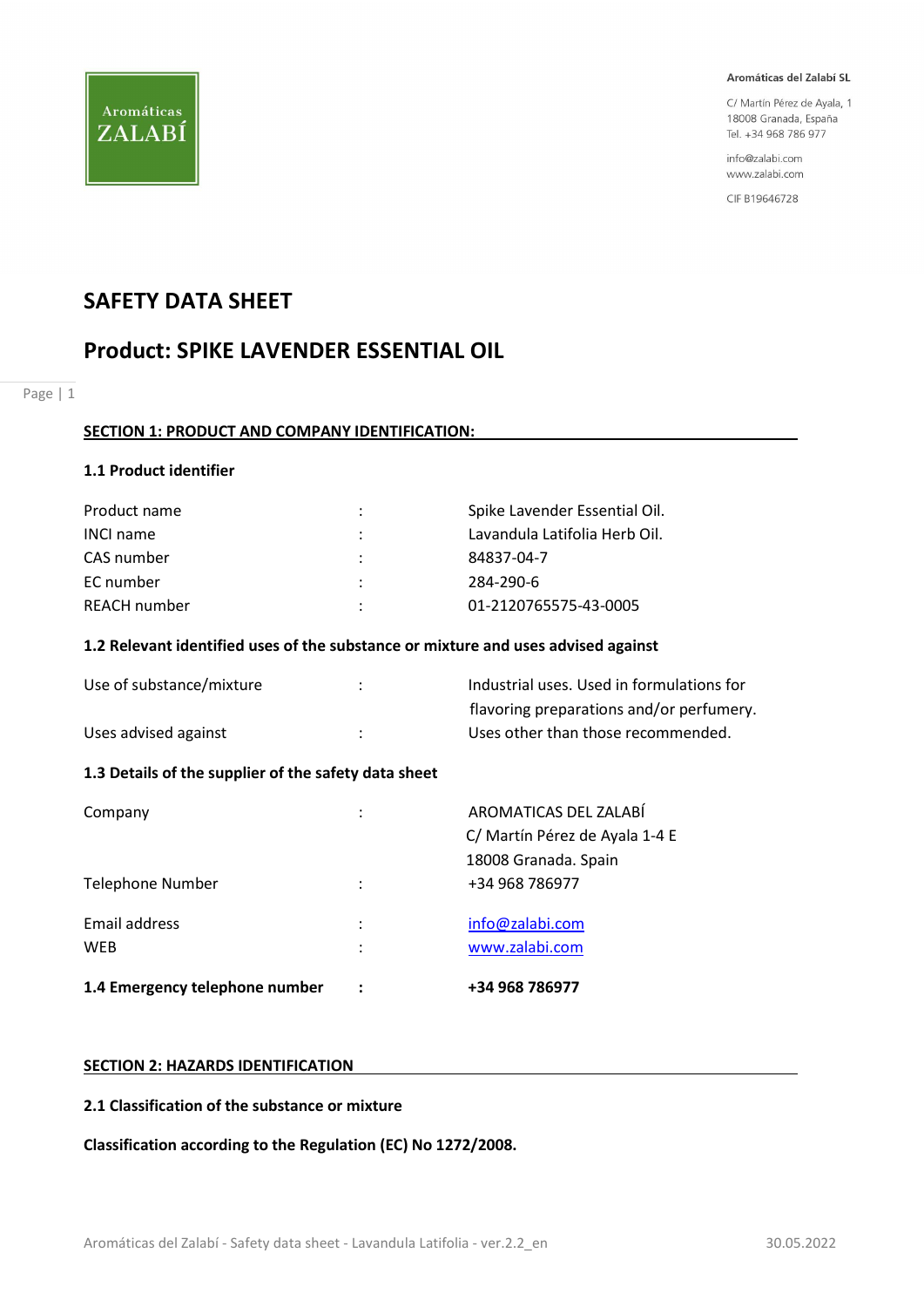Aromáticas ZALABÍ

**Aromáticas del Zalabí SL**

C/ Martín Pérez de Ayala, 1
18008 Granada, España
Tel. +34 968 786 977

info@zalabi.com
www.zalabi.com

CIF B19646728

# SAFETY DATA SHEET

# Product: SPIKE LAVENDER ESSENTIAL OIL

## SECTION 1: PRODUCT AND COMPANY IDENTIFICATION:

### 1.1 Product identifier

| | | |
|---|---|---|
| Product name | : | Spike Lavender Essential Oil. |
| INCI name | : | Lavandula Latifolia Herb Oil. |
| CAS number | : | 84837-04-7 |
| EC number | : | 284-290-6 |
| REACH number | : | 01-2120765575-43-0005 |

### 1.2 Relevant identified uses of the substance or mixture and uses advised against

| | | |
|---|---|---|
| Use of substance/mixture | : | Industrial uses. Used in formulations for flavoring preparations and/or perfumery. |
| Uses advised against | : | Uses other than those recommended. |

### 1.3 Details of the supplier of the safety data sheet

| | | |
|---|---|---|
| Company | : | AROMATICAS DEL ZALABÍ<br>C/ Martín Pérez de Ayala 1-4 E<br>18008 Granada. Spain |
| Telephone Number | : | +34 968 786977 |
| Email address | : | info@zalabi.com |
| WEB | : | www.zalabi.com |

**1.4 Emergency telephone number : +34 968 786977**

## SECTION 2: HAZARDS IDENTIFICATION

### 2.1 Classification of the substance or mixture

**Classification according to the Regulation (EC) No 1272/2008.**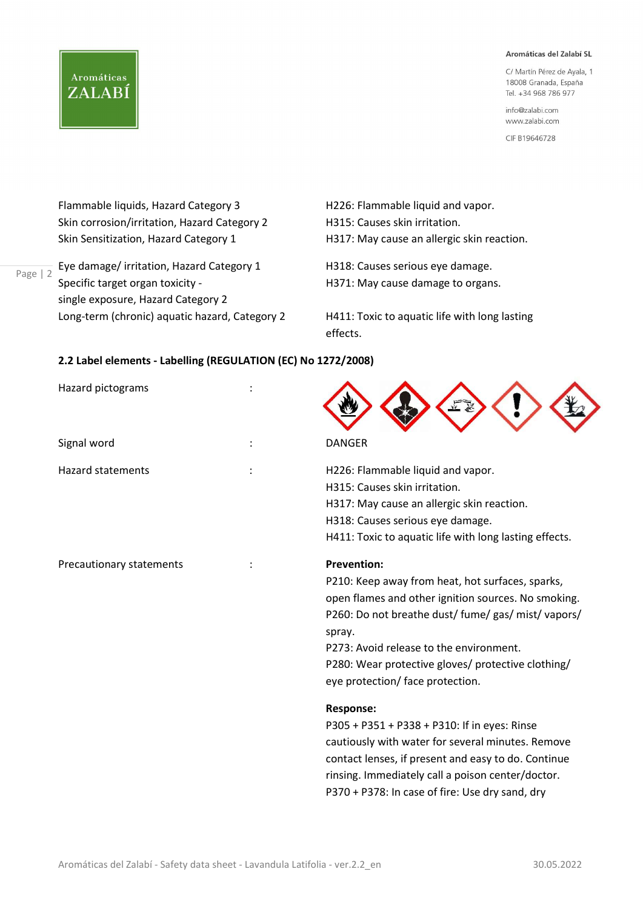| | |
|---|---|
| Flammable liquids, Hazard Category 3 | H226: Flammable liquid and vapor. |
| Skin corrosion/irritation, Hazard Category 2 | H315: Causes skin irritation. |
| Skin Sensitization, Hazard Category 1 | H317: May cause an allergic skin reaction. |
| Eye damage/ irritation, Hazard Category 1 | H318: Causes serious eye damage. |
| Specific target organ toxicity - single exposure, Hazard Category 2 | H371: May cause damage to organs. |
| Long-term (chronic) aquatic hazard, Category 2 | H411: Toxic to aquatic life with long lasting effects. |

**2.2 Label elements - Labelling (REGULATION (EC) No 1272/2008)**

Hazard pictograms :

Signal word : DANGER

Hazard statements :

H226: Flammable liquid and vapor.
H315: Causes skin irritation.
H317: May cause an allergic skin reaction.
H318: Causes serious eye damage.
H411: Toxic to aquatic life with long lasting effects.

Precautionary statements :

**Prevention:**

P210: Keep away from heat, hot surfaces, sparks, open flames and other ignition sources. No smoking.
P260: Do not breathe dust/ fume/ gas/ mist/ vapors/ spray.
P273: Avoid release to the environment.
P280: Wear protective gloves/ protective clothing/ eye protection/ face protection.

**Response:**

P305 + P351 + P338 + P310: If in eyes: Rinse cautiously with water for several minutes. Remove contact lenses, if present and easy to do. Continue rinsing. Immediately call a poison center/doctor.
P370 + P378: In case of fire: Use dry sand, dry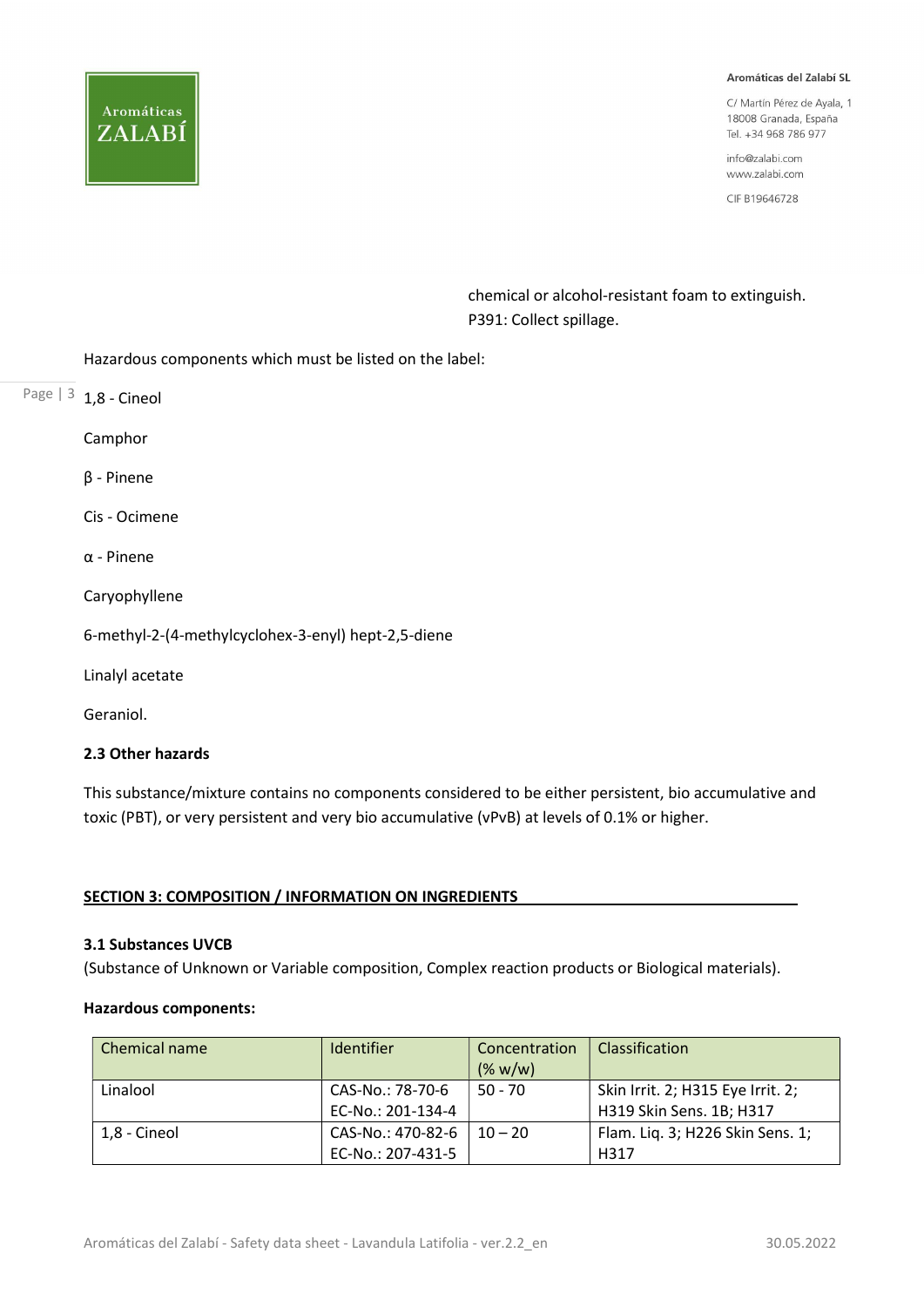chemical or alcohol-resistant foam to extinguish.
P391: Collect spillage.

Hazardous components which must be listed on the label:

1,8 - Cineol

Camphor

β - Pinene

Cis - Ocimene

α - Pinene

Caryophyllene

6-methyl-2-(4-methylcyclohex-3-enyl) hept-2,5-diene

Linalyl acetate

Geraniol.

### 2.3 Other hazards

This substance/mixture contains no components considered to be either persistent, bio accumulative and toxic (PBT), or very persistent and very bio accumulative (vPvB) at levels of 0.1% or higher.

## SECTION 3: COMPOSITION / INFORMATION ON INGREDIENTS

### 3.1 Substances UVCB

(Substance of Unknown or Variable composition, Complex reaction products or Biological materials).

**Hazardous components:**

| Chemical name | Identifier | Concentration (% w/w) | Classification |
|---|---|---|---|
| Linalool | CAS-No.: 78-70-6 EC-No.: 201-134-4 | 50 - 70 | Skin Irrit. 2; H315 Eye Irrit. 2; H319 Skin Sens. 1B; H317 |
| 1,8 - Cineol | CAS-No.: 470-82-6 EC-No.: 207-431-5 | 10 – 20 | Flam. Liq. 3; H226 Skin Sens. 1; H317 |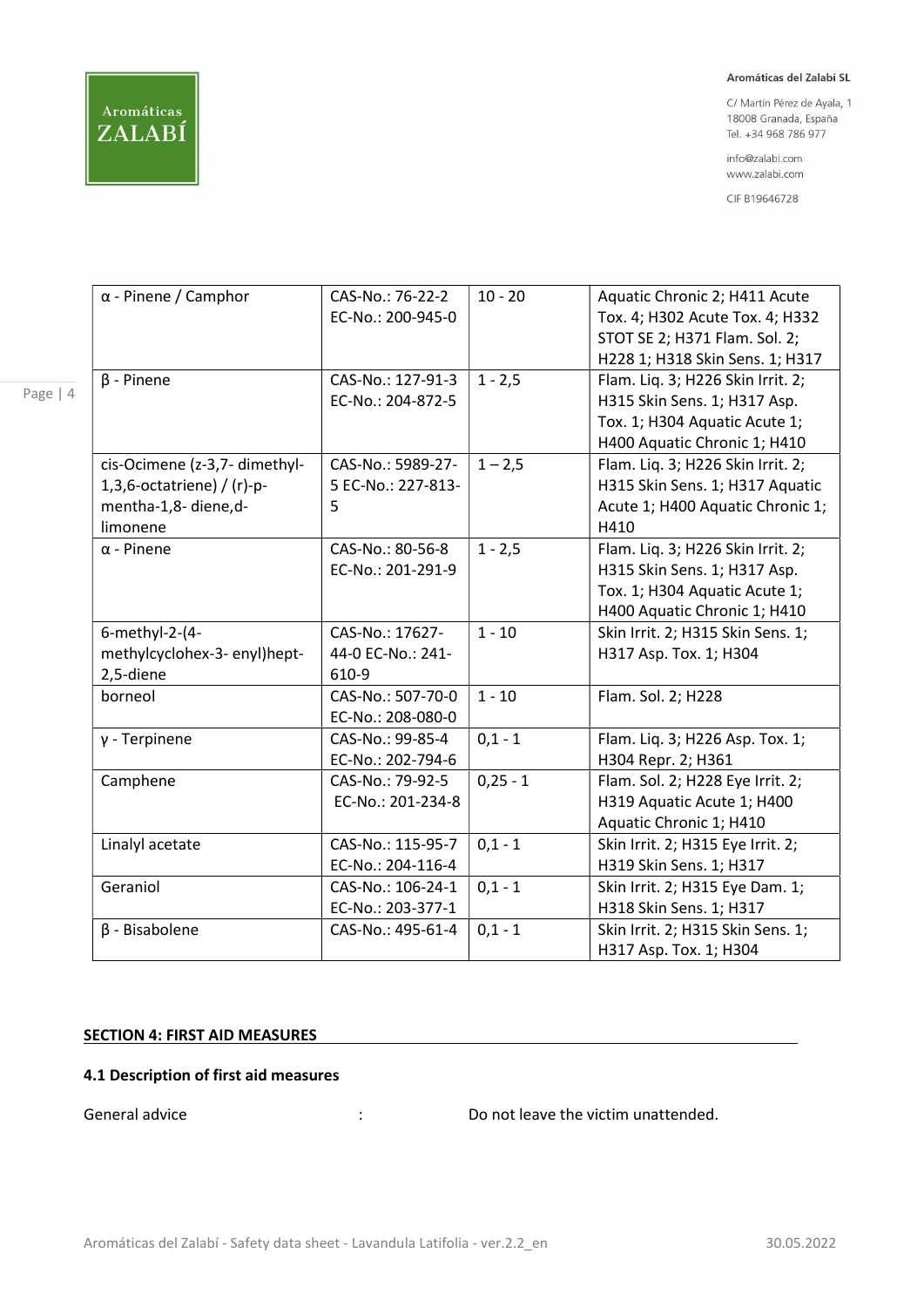| α - Pinene / Camphor | CAS-No.: 76-22-2 EC-No.: 200-945-0 | 10 - 20 | Aquatic Chronic 2; H411 Acute Tox. 4; H302 Acute Tox. 4; H332 STOT SE 2; H371 Flam. Sol. 2; H228 1; H318 Skin Sens. 1; H317 |
|---|---|---|---|
| β - Pinene | CAS-No.: 127-91-3 EC-No.: 204-872-5 | 1 - 2,5 | Flam. Liq. 3; H226 Skin Irrit. 2; H315 Skin Sens. 1; H317 Asp. Tox. 1; H304 Aquatic Acute 1; H400 Aquatic Chronic 1; H410 |
| cis-Ocimene (z-3,7- dimethyl-1,3,6-octatriene) / (r)-p-mentha-1,8- diene,d-limonene | CAS-No.: 5989-27-5 EC-No.: 227-813-5 | 1 – 2,5 | Flam. Liq. 3; H226 Skin Irrit. 2; H315 Skin Sens. 1; H317 Aquatic Acute 1; H400 Aquatic Chronic 1; H410 |
| α - Pinene | CAS-No.: 80-56-8 EC-No.: 201-291-9 | 1 - 2,5 | Flam. Liq. 3; H226 Skin Irrit. 2; H315 Skin Sens. 1; H317 Asp. Tox. 1; H304 Aquatic Acute 1; H400 Aquatic Chronic 1; H410 |
| 6-methyl-2-(4-methylcyclohex-3- enyl)hept-2,5-diene | CAS-No.: 17627-44-0 EC-No.: 241-610-9 | 1 - 10 | Skin Irrit. 2; H315 Skin Sens. 1; H317 Asp. Tox. 1; H304 |
| borneol | CAS-No.: 507-70-0 EC-No.: 208-080-0 | 1 - 10 | Flam. Sol. 2; H228 |
| γ - Terpinene | CAS-No.: 99-85-4 EC-No.: 202-794-6 | 0,1 - 1 | Flam. Liq. 3; H226 Asp. Tox. 1; H304 Repr. 2; H361 |
| Camphene | CAS-No.: 79-92-5 EC-No.: 201-234-8 | 0,25 - 1 | Flam. Sol. 2; H228 Eye Irrit. 2; H319 Aquatic Acute 1; H400 Aquatic Chronic 1; H410 |
| Linalyl acetate | CAS-No.: 115-95-7 EC-No.: 204-116-4 | 0,1 - 1 | Skin Irrit. 2; H315 Eye Irrit. 2; H319 Skin Sens. 1; H317 |
| Geraniol | CAS-No.: 106-24-1 EC-No.: 203-377-1 | 0,1 - 1 | Skin Irrit. 2; H315 Eye Dam. 1; H318 Skin Sens. 1; H317 |
| β - Bisabolene | CAS-No.: 495-61-4 | 0,1 - 1 | Skin Irrit. 2; H315 Skin Sens. 1; H317 Asp. Tox. 1; H304 |

## SECTION 4: FIRST AID MEASURES

### 4.1 Description of first aid measures

General advice : Do not leave the victim unattended.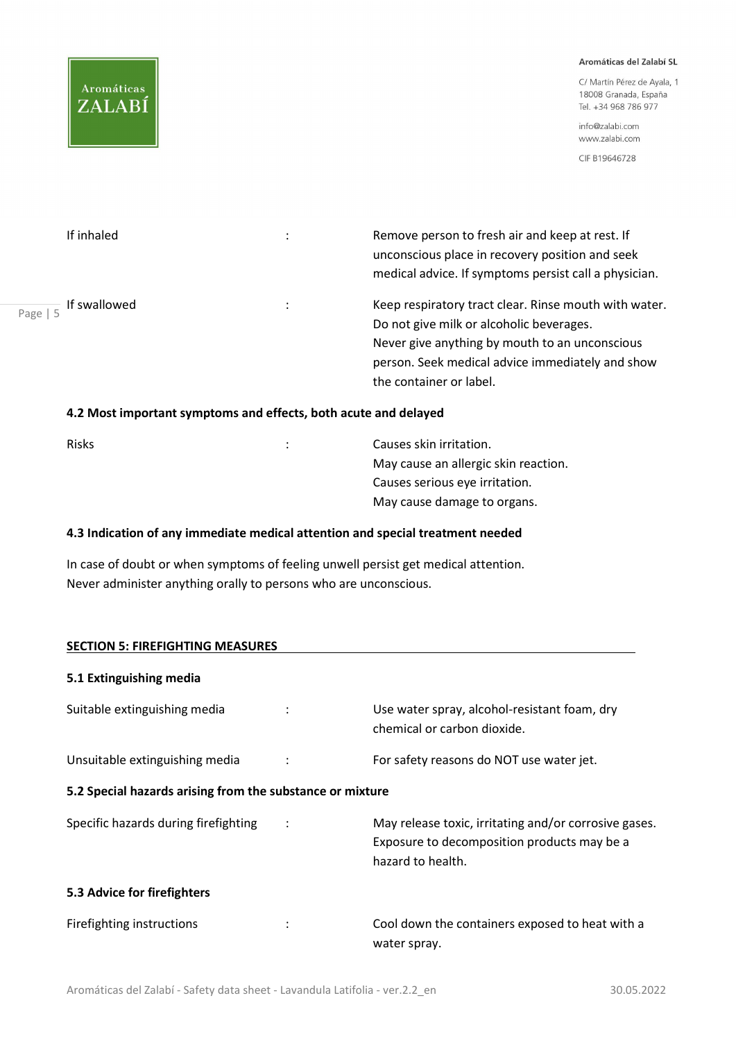| | | |
|---|---|---|
| If inhaled | : | Remove person to fresh air and keep at rest. If unconscious place in recovery position and seek medical advice. If symptoms persist call a physician. |
| If swallowed | : | Keep respiratory tract clear. Rinse mouth with water. Do not give milk or alcoholic beverages. Never give anything by mouth to an unconscious person. Seek medical advice immediately and show the container or label. |

### 4.2 Most important symptoms and effects, both acute and delayed

| | | |
|---|---|---|
| Risks | : | Causes skin irritation.<br>May cause an allergic skin reaction.<br>Causes serious eye irritation.<br>May cause damage to organs. |

### 4.3 Indication of any immediate medical attention and special treatment needed

In case of doubt or when symptoms of feeling unwell persist get medical attention.
Never administer anything orally to persons who are unconscious.

## SECTION 5: FIREFIGHTING MEASURES

### 5.1 Extinguishing media

| | | |
|---|---|---|
| Suitable extinguishing media | : | Use water spray, alcohol-resistant foam, dry chemical or carbon dioxide. |
| Unsuitable extinguishing media | : | For safety reasons do NOT use water jet. |

### 5.2 Special hazards arising from the substance or mixture

| | | |
|---|---|---|
| Specific hazards during firefighting | : | May release toxic, irritating and/or corrosive gases. Exposure to decomposition products may be a hazard to health. |

### 5.3 Advice for firefighters

| | | |
|---|---|---|
| Firefighting instructions | : | Cool down the containers exposed to heat with a water spray. |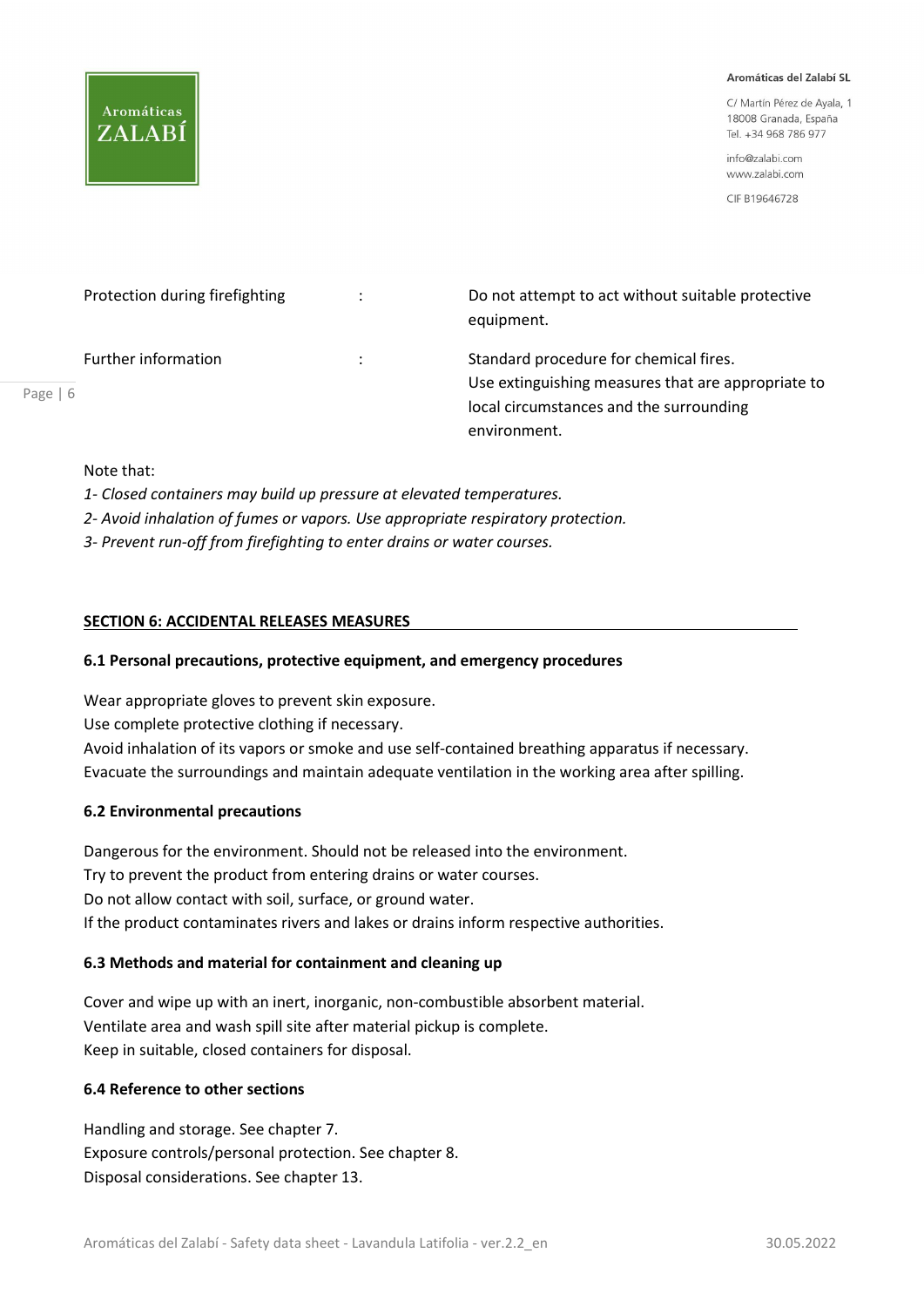| | | |
|---|---|---|
| Protection during firefighting | : | Do not attempt to act without suitable protective equipment. |
| Further information | : | Standard procedure for chemical fires. Use extinguishing measures that are appropriate to local circumstances and the surrounding environment. |

Note that:

*1- Closed containers may build up pressure at elevated temperatures.*

*2- Avoid inhalation of fumes or vapors. Use appropriate respiratory protection.*

*3- Prevent run-off from firefighting to enter drains or water courses.*

## SECTION 6: ACCIDENTAL RELEASES MEASURES

### 6.1 Personal precautions, protective equipment, and emergency procedures

Wear appropriate gloves to prevent skin exposure.
Use complete protective clothing if necessary.
Avoid inhalation of its vapors or smoke and use self-contained breathing apparatus if necessary.
Evacuate the surroundings and maintain adequate ventilation in the working area after spilling.

### 6.2 Environmental precautions

Dangerous for the environment. Should not be released into the environment.
Try to prevent the product from entering drains or water courses.
Do not allow contact with soil, surface, or ground water.
If the product contaminates rivers and lakes or drains inform respective authorities.

### 6.3 Methods and material for containment and cleaning up

Cover and wipe up with an inert, inorganic, non-combustible absorbent material.
Ventilate area and wash spill site after material pickup is complete.
Keep in suitable, closed containers for disposal.

### 6.4 Reference to other sections

Handling and storage. See chapter 7.
Exposure controls/personal protection. See chapter 8.
Disposal considerations. See chapter 13.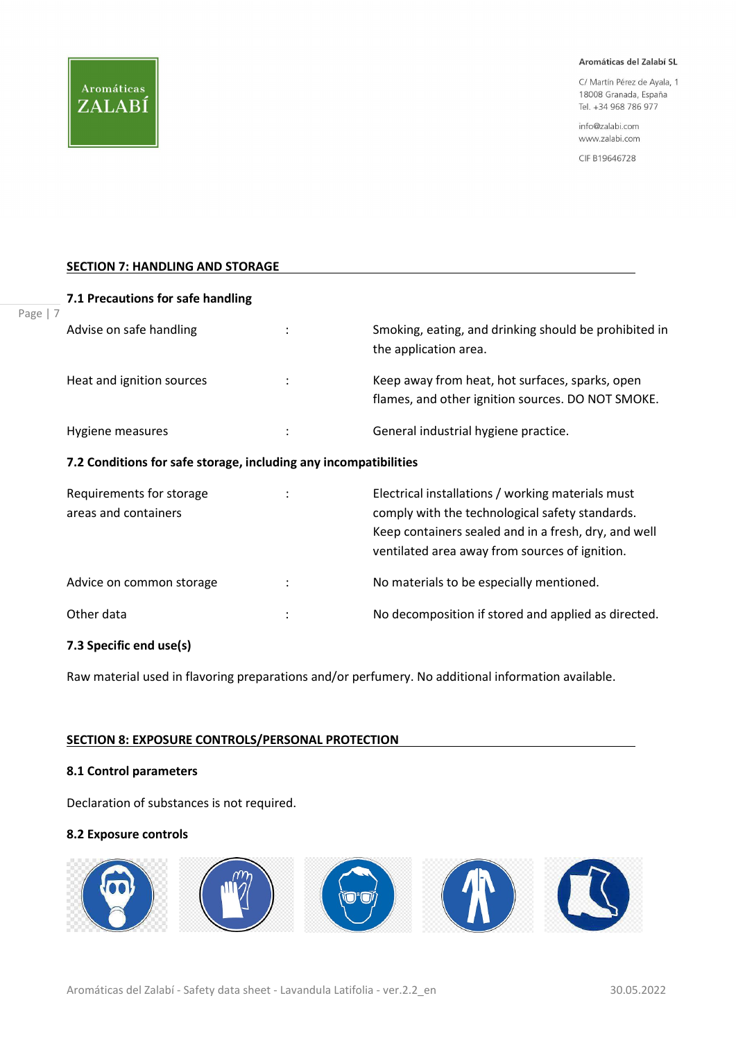## SECTION 7: HANDLING AND STORAGE

### 7.1 Precautions for safe handling

| | | |
|---|---|---|
| Advise on safe handling | : | Smoking, eating, and drinking should be prohibited in the application area. |
| Heat and ignition sources | : | Keep away from heat, hot surfaces, sparks, open flames, and other ignition sources. DO NOT SMOKE. |
| Hygiene measures | : | General industrial hygiene practice. |

### 7.2 Conditions for safe storage, including any incompatibilities

| | | |
|---|---|---|
| Requirements for storage areas and containers | : | Electrical installations / working materials must comply with the technological safety standards. Keep containers sealed and in a fresh, dry, and well ventilated area away from sources of ignition. |
| Advice on common storage | : | No materials to be especially mentioned. |
| Other data | : | No decomposition if stored and applied as directed. |

### 7.3 Specific end use(s)

Raw material used in flavoring preparations and/or perfumery. No additional information available.

## SECTION 8: EXPOSURE CONTROLS/PERSONAL PROTECTION

### 8.1 Control parameters

Declaration of substances is not required.

### 8.2 Exposure controls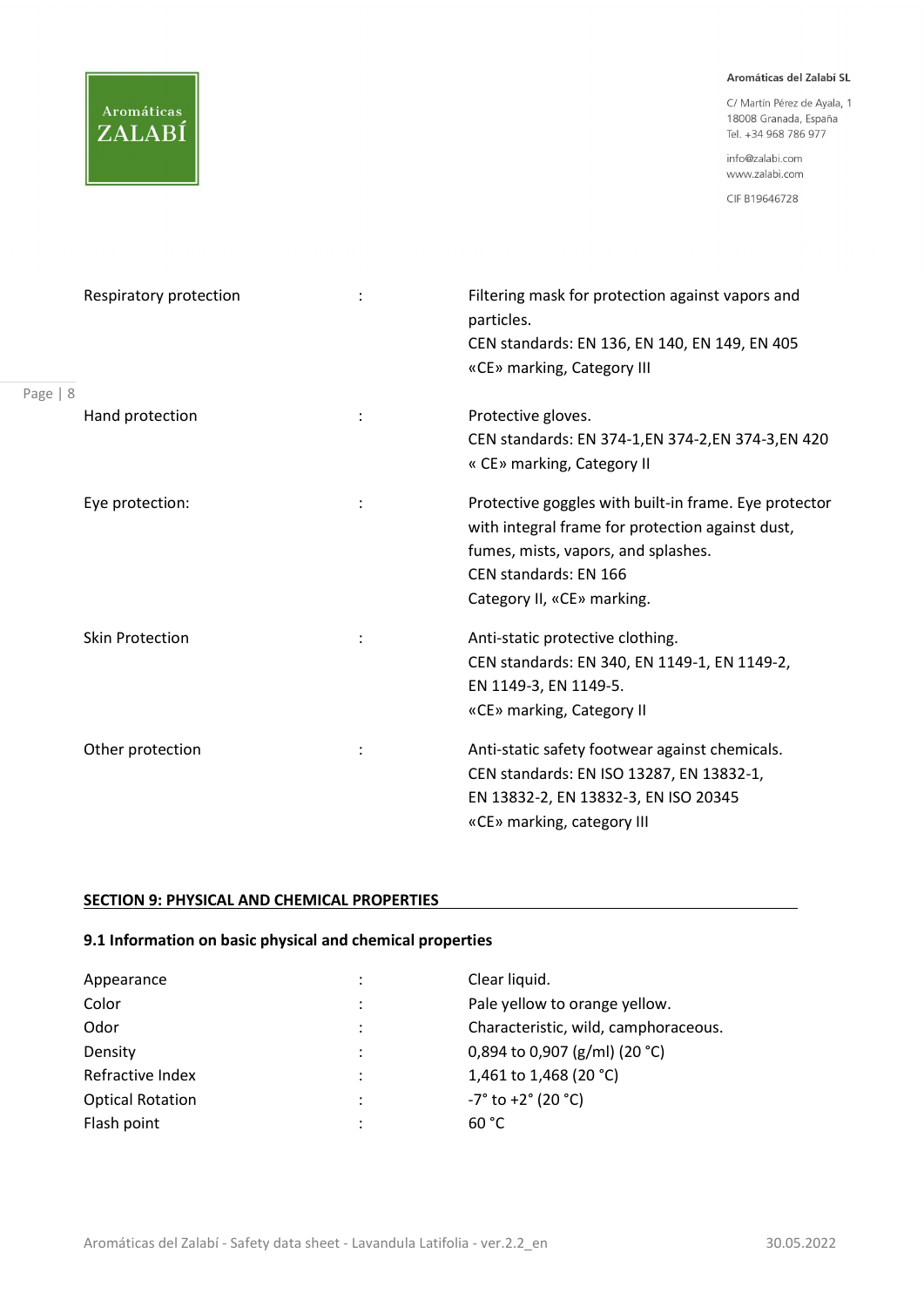| | | |
|---|---|---|
| Respiratory protection | : | Filtering mask for protection against vapors and particles.<br>CEN standards: EN 136, EN 140, EN 149, EN 405<br>«CE» marking, Category III |
| Hand protection | : | Protective gloves.<br>CEN standards: EN 374-1,EN 374-2,EN 374-3,EN 420<br>« CE» marking, Category II |
| Eye protection: | : | Protective goggles with built-in frame. Eye protector with integral frame for protection against dust, fumes, mists, vapors, and splashes.<br>CEN standards: EN 166<br>Category II, «CE» marking. |
| Skin Protection | : | Anti-static protective clothing.<br>CEN standards: EN 340, EN 1149-1, EN 1149-2, EN 1149-3, EN 1149-5.<br>«CE» marking, Category II |
| Other protection | : | Anti-static safety footwear against chemicals.<br>CEN standards: EN ISO 13287, EN 13832-1, EN 13832-2, EN 13832-3, EN ISO 20345<br>«CE» marking, category III |

## SECTION 9: PHYSICAL AND CHEMICAL PROPERTIES

### 9.1 Information on basic physical and chemical properties

| | | |
|---|---|---|
| Appearance | : | Clear liquid. |
| Color | : | Pale yellow to orange yellow. |
| Odor | : | Characteristic, wild, camphoraceous. |
| Density | : | 0,894 to 0,907 (g/ml) (20 °C) |
| Refractive Index | : | 1,461 to 1,468 (20 °C) |
| Optical Rotation | : | -7° to +2° (20 °C) |
| Flash point | : | 60 °C |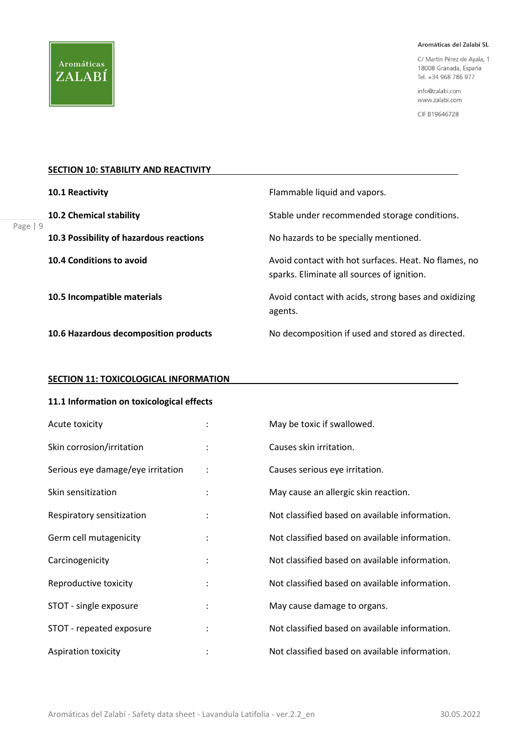## SECTION 10: STABILITY AND REACTIVITY

| | |
|---|---|
| **10.1 Reactivity** | Flammable liquid and vapors. |
| **10.2 Chemical stability** | Stable under recommended storage conditions. |
| **10.3 Possibility of hazardous reactions** | No hazards to be specially mentioned. |
| **10.4 Conditions to avoid** | Avoid contact with hot surfaces. Heat. No flames, no sparks. Eliminate all sources of ignition. |
| **10.5 Incompatible materials** | Avoid contact with acids, strong bases and oxidizing agents. |
| **10.6 Hazardous decomposition products** | No decomposition if used and stored as directed. |

## SECTION 11: TOXICOLOGICAL INFORMATION

### 11.1 Information on toxicological effects

| | | |
|---|---|---|
| Acute toxicity | : | May be toxic if swallowed. |
| Skin corrosion/irritation | : | Causes skin irritation. |
| Serious eye damage/eye irritation | : | Causes serious eye irritation. |
| Skin sensitization | : | May cause an allergic skin reaction. |
| Respiratory sensitization | : | Not classified based on available information. |
| Germ cell mutagenicity | : | Not classified based on available information. |
| Carcinogenicity | : | Not classified based on available information. |
| Reproductive toxicity | : | Not classified based on available information. |
| STOT - single exposure | : | May cause damage to organs. |
| STOT - repeated exposure | : | Not classified based on available information. |
| Aspiration toxicity | : | Not classified based on available information. |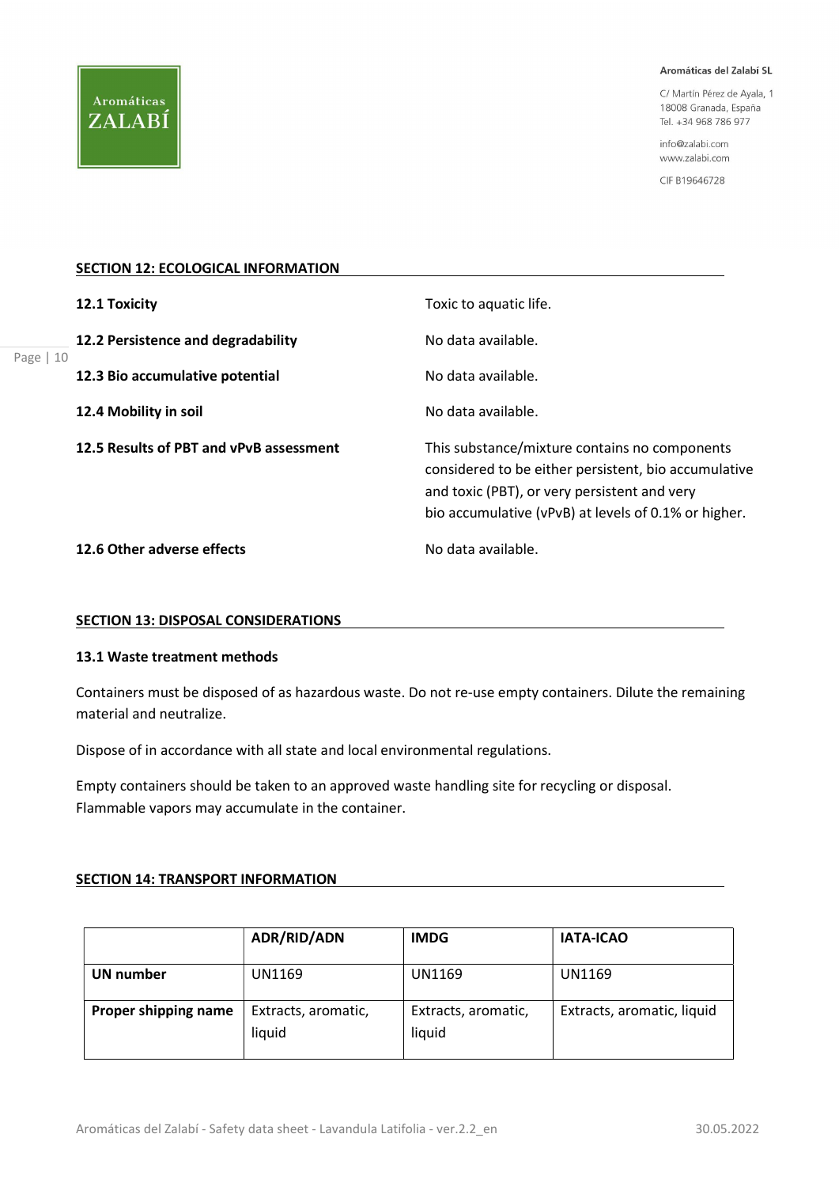## SECTION 12: ECOLOGICAL INFORMATION

**12.1 Toxicity** — Toxic to aquatic life.

**12.2 Persistence and degradability** — No data available.

**12.3 Bio accumulative potential** — No data available.

**12.4 Mobility in soil** — No data available.

**12.5 Results of PBT and vPvB assessment** — This substance/mixture contains no components considered to be either persistent, bio accumulative and toxic (PBT), or very persistent and very bio accumulative (vPvB) at levels of 0.1% or higher.

**12.6 Other adverse effects** — No data available.

## SECTION 13: DISPOSAL CONSIDERATIONS

### 13.1 Waste treatment methods

Containers must be disposed of as hazardous waste. Do not re-use empty containers. Dilute the remaining material and neutralize.

Dispose of in accordance with all state and local environmental regulations.

Empty containers should be taken to an approved waste handling site for recycling or disposal. Flammable vapors may accumulate in the container.

## SECTION 14: TRANSPORT INFORMATION

| | ADR/RID/ADN | IMDG | IATA-ICAO |
|---|---|---|---|
| **UN number** | UN1169 | UN1169 | UN1169 |
| **Proper shipping name** | Extracts, aromatic, liquid | Extracts, aromatic, liquid | Extracts, aromatic, liquid |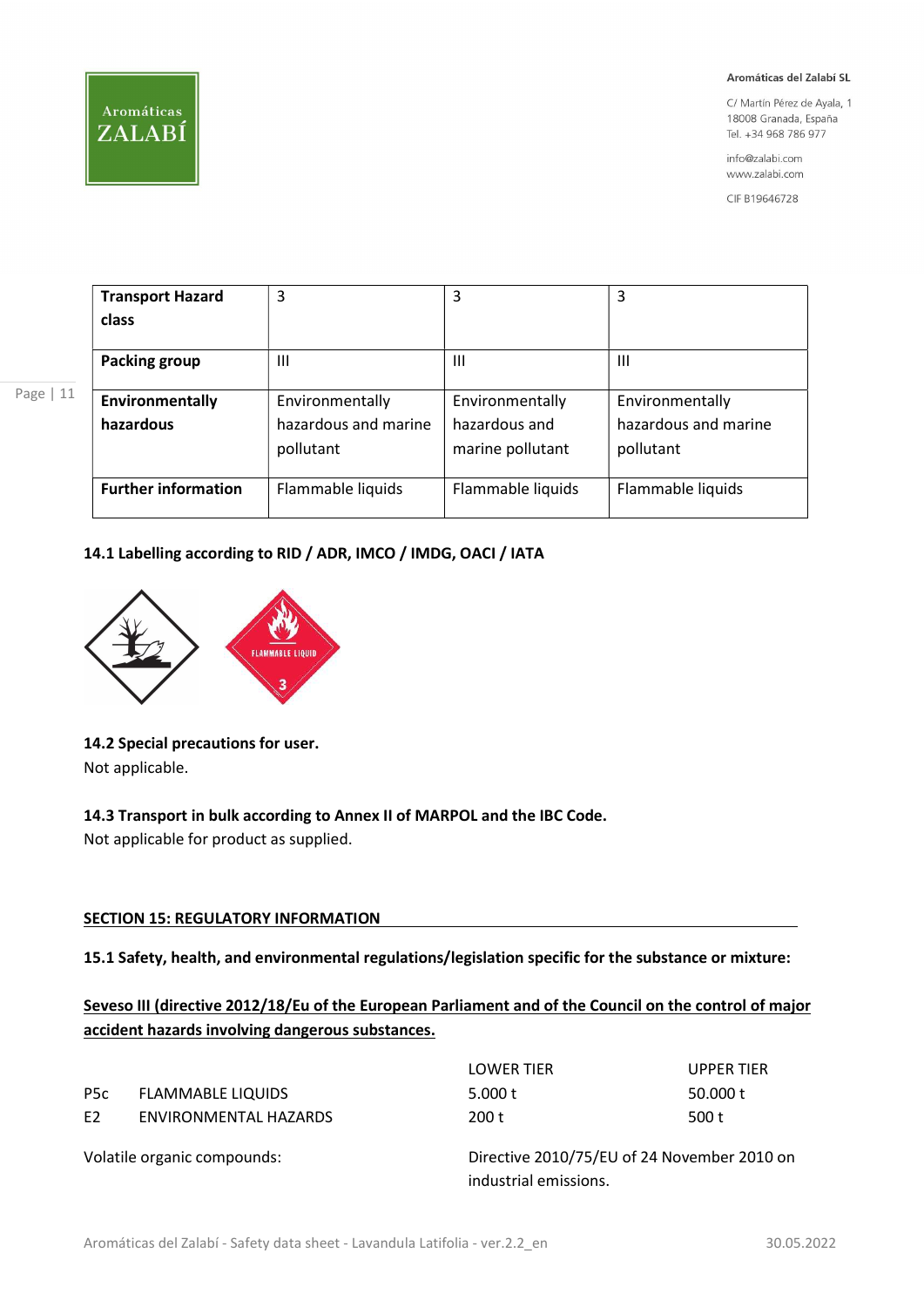| Transport Hazard class | 3 | 3 | 3 |
|---|---|---|---|
| Packing group | III | III | III |
| Environmentally hazardous | Environmentally hazardous and marine pollutant | Environmentally hazardous and marine pollutant | Environmentally hazardous and marine pollutant |
| Further information | Flammable liquids | Flammable liquids | Flammable liquids |

**14.1 Labelling according to RID / ADR, IMCO / IMDG, OACI / IATA**

**14.2 Special precautions for user.**

Not applicable.

**14.3 Transport in bulk according to Annex II of MARPOL and the IBC Code.**

Not applicable for product as supplied.

## SECTION 15: REGULATORY INFORMATION

**15.1 Safety, health, and environmental regulations/legislation specific for the substance or mixture:**

**Seveso III (directive 2012/18/Eu of the European Parliament and of the Council on the control of major accident hazards involving dangerous substances.**

| | | LOWER TIER | UPPER TIER |
|---|---|---|---|
| P5c | FLAMMABLE LIQUIDS | 5.000 t | 50.000 t |
| E2 | ENVIRONMENTAL HAZARDS | 200 t | 500 t |

Volatile organic compounds: Directive 2010/75/EU of 24 November 2010 on industrial emissions.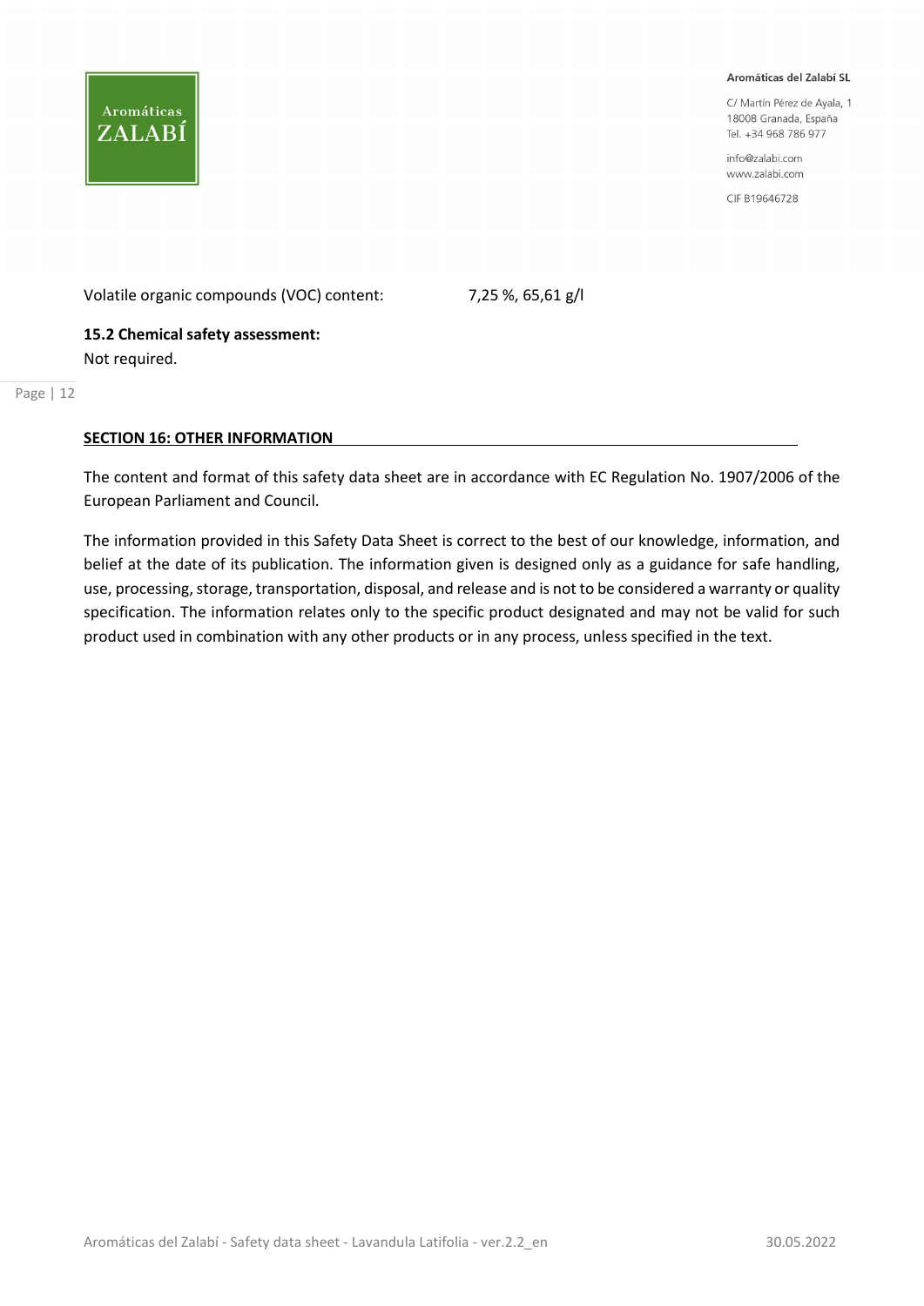Volatile organic compounds (VOC) content: 7,25 %, 65,61 g/l

**15.2 Chemical safety assessment:**

Not required.

## SECTION 16: OTHER INFORMATION

The content and format of this safety data sheet are in accordance with EC Regulation No. 1907/2006 of the European Parliament and Council.

The information provided in this Safety Data Sheet is correct to the best of our knowledge, information, and belief at the date of its publication. The information given is designed only as a guidance for safe handling, use, processing, storage, transportation, disposal, and release and is not to be considered a warranty or quality specification. The information relates only to the specific product designated and may not be valid for such product used in combination with any other products or in any process, unless specified in the text.